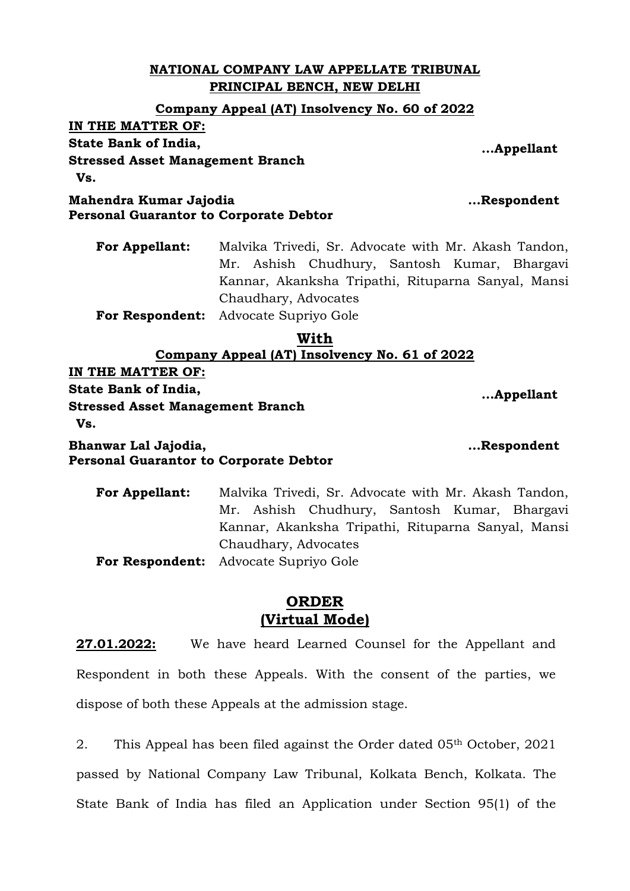**NATIONAL COMPANY LAW APPELLATE TRIBUNAL**
**PRINCIPAL BENCH, NEW DELHI**

**Company Appeal (AT) Insolvency No. 60 of 2022**

**IN THE MATTER OF:**

**State Bank of India,**
**Stressed Asset Management Branch** **...Appellant**

**Vs.**

**Mahendra Kumar Jajodia** **...Respondent**
**Personal Guarantor to Corporate Debtor**

**For Appellant:** Malvika Trivedi, Sr. Advocate with Mr. Akash Tandon, Mr. Ashish Chudhury, Santosh Kumar, Bhargavi Kannar, Akanksha Tripathi, Rituparna Sanyal, Mansi Chaudhary, Advocates

**For Respondent:** Advocate Supriyo Gole

**With**

**Company Appeal (AT) Insolvency No. 61 of 2022**

**IN THE MATTER OF:**

**State Bank of India,**
**Stressed Asset Management Branch** **...Appellant**

**Vs.**

**Bhanwar Lal Jajodia,** **...Respondent**
**Personal Guarantor to Corporate Debtor**

**For Appellant:** Malvika Trivedi, Sr. Advocate with Mr. Akash Tandon, Mr. Ashish Chudhury, Santosh Kumar, Bhargavi Kannar, Akanksha Tripathi, Rituparna Sanyal, Mansi Chaudhary, Advocates

**For Respondent:** Advocate Supriyo Gole

## ORDER
## (Virtual Mode)

**27.01.2022:** We have heard Learned Counsel for the Appellant and Respondent in both these Appeals. With the consent of the parties, we dispose of both these Appeals at the admission stage.

2. This Appeal has been filed against the Order dated 05th October, 2021 passed by National Company Law Tribunal, Kolkata Bench, Kolkata. The State Bank of India has filed an Application under Section 95(1) of the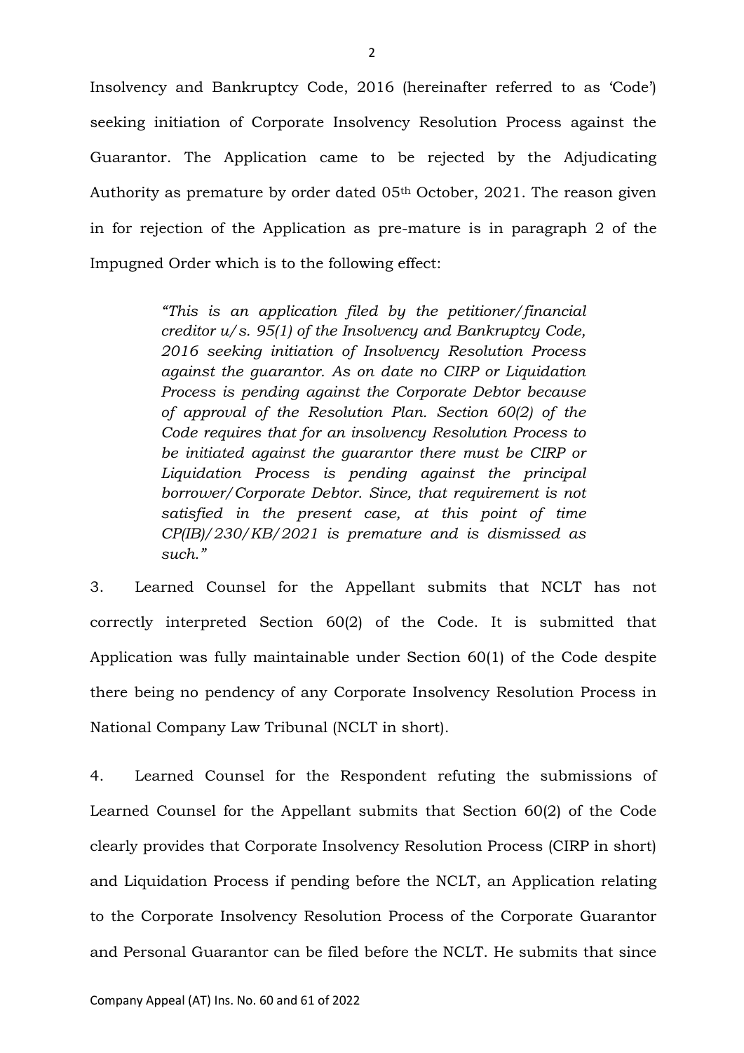Insolvency and Bankruptcy Code, 2016 (hereinafter referred to as 'Code') seeking initiation of Corporate Insolvency Resolution Process against the Guarantor. The Application came to be rejected by the Adjudicating Authority as premature by order dated 05th October, 2021. The reason given in for rejection of the Application as pre-mature is in paragraph 2 of the Impugned Order which is to the following effect:

> *"This is an application filed by the petitioner/financial creditor u/s. 95(1) of the Insolvency and Bankruptcy Code, 2016 seeking initiation of Insolvency Resolution Process against the guarantor. As on date no CIRP or Liquidation Process is pending against the Corporate Debtor because of approval of the Resolution Plan. Section 60(2) of the Code requires that for an insolvency Resolution Process to be initiated against the guarantor there must be CIRP or Liquidation Process is pending against the principal borrower/Corporate Debtor. Since, that requirement is not satisfied in the present case, at this point of time CP(IB)/230/KB/2021 is premature and is dismissed as such."*

3. Learned Counsel for the Appellant submits that NCLT has not correctly interpreted Section 60(2) of the Code. It is submitted that Application was fully maintainable under Section 60(1) of the Code despite there being no pendency of any Corporate Insolvency Resolution Process in National Company Law Tribunal (NCLT in short).

4. Learned Counsel for the Respondent refuting the submissions of Learned Counsel for the Appellant submits that Section 60(2) of the Code clearly provides that Corporate Insolvency Resolution Process (CIRP in short) and Liquidation Process if pending before the NCLT, an Application relating to the Corporate Insolvency Resolution Process of the Corporate Guarantor and Personal Guarantor can be filed before the NCLT. He submits that since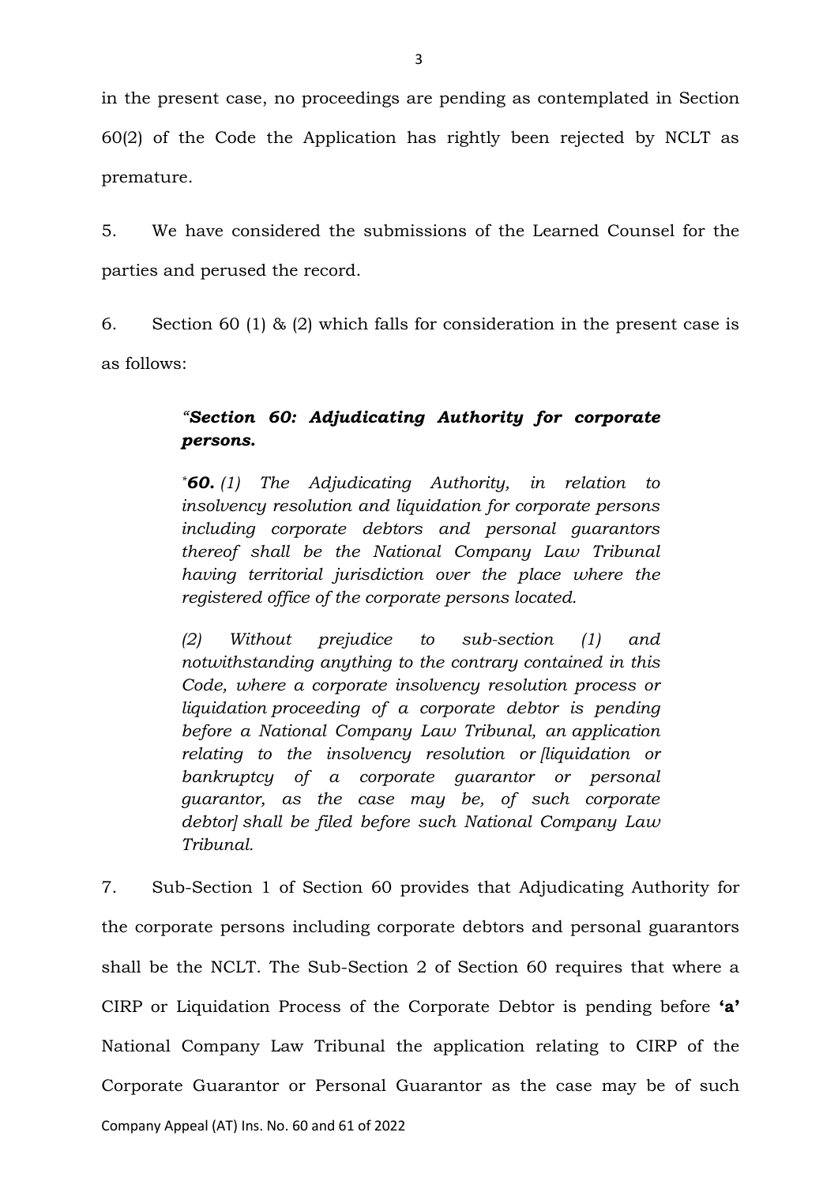in the present case, no proceedings are pending as contemplated in Section 60(2) of the Code the Application has rightly been rejected by NCLT as premature.

5. We have considered the submissions of the Learned Counsel for the parties and perused the record.

6. Section 60 (1) & (2) which falls for consideration in the present case is as follows:

> ***"Section 60: Adjudicating Authority for corporate persons.***
>
> [*]***60.*** *(1) The Adjudicating Authority, in relation to insolvency resolution and liquidation for corporate persons including corporate debtors and personal guarantors thereof shall be the National Company Law Tribunal having territorial jurisdiction over the place where the registered office of the corporate persons located.*
>
> *(2) Without prejudice to sub-section (1) and notwithstanding anything to the contrary contained in this Code, where a corporate insolvency resolution process or liquidation proceeding of a corporate debtor is pending before a National Company Law Tribunal, an application relating to the insolvency resolution or [liquidation or bankruptcy of a corporate guarantor or personal guarantor, as the case may be, of such corporate debtor] shall be filed before such National Company Law Tribunal.*

7. Sub-Section 1 of Section 60 provides that Adjudicating Authority for the corporate persons including corporate debtors and personal guarantors shall be the NCLT. The Sub-Section 2 of Section 60 requires that where a CIRP or Liquidation Process of the Corporate Debtor is pending before **'a'** National Company Law Tribunal the application relating to CIRP of the Corporate Guarantor or Personal Guarantor as the case may be of such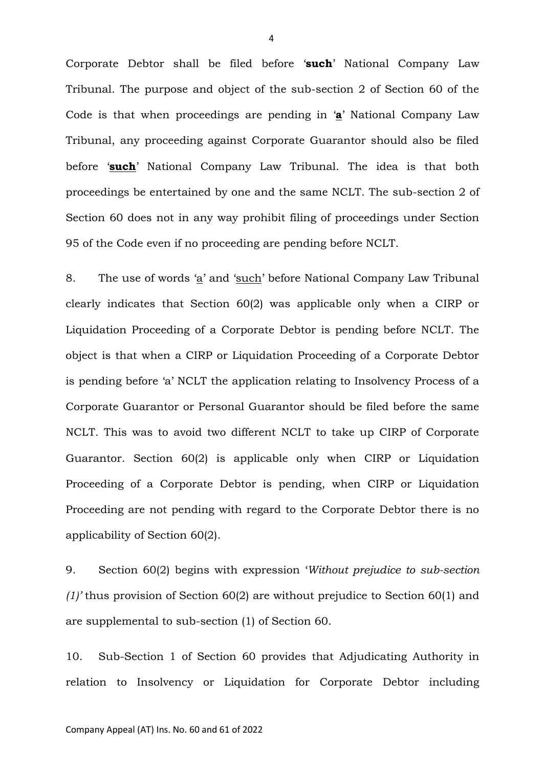Corporate Debtor shall be filed before '**such**' National Company Law Tribunal. The purpose and object of the sub-section 2 of Section 60 of the Code is that when proceedings are pending in '**a**' National Company Law Tribunal, any proceeding against Corporate Guarantor should also be filed before '**such**' National Company Law Tribunal. The idea is that both proceedings be entertained by one and the same NCLT. The sub-section 2 of Section 60 does not in any way prohibit filing of proceedings under Section 95 of the Code even if no proceeding are pending before NCLT.

8. The use of words 'a' and 'such' before National Company Law Tribunal clearly indicates that Section 60(2) was applicable only when a CIRP or Liquidation Proceeding of a Corporate Debtor is pending before NCLT. The object is that when a CIRP or Liquidation Proceeding of a Corporate Debtor is pending before 'a' NCLT the application relating to Insolvency Process of a Corporate Guarantor or Personal Guarantor should be filed before the same NCLT. This was to avoid two different NCLT to take up CIRP of Corporate Guarantor. Section 60(2) is applicable only when CIRP or Liquidation Proceeding of a Corporate Debtor is pending, when CIRP or Liquidation Proceeding are not pending with regard to the Corporate Debtor there is no applicability of Section 60(2).

9. Section 60(2) begins with expression '*Without prejudice to sub-section (1)'* thus provision of Section 60(2) are without prejudice to Section 60(1) and are supplemental to sub-section (1) of Section 60.

10. Sub-Section 1 of Section 60 provides that Adjudicating Authority in relation to Insolvency or Liquidation for Corporate Debtor including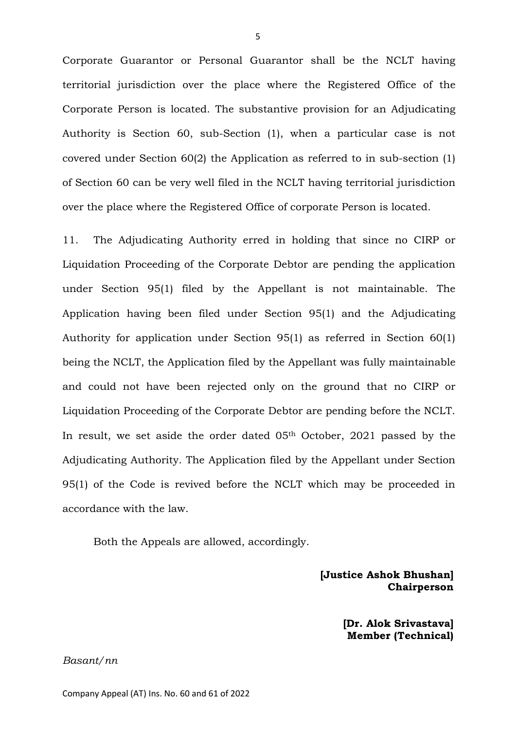Corporate Guarantor or Personal Guarantor shall be the NCLT having territorial jurisdiction over the place where the Registered Office of the Corporate Person is located. The substantive provision for an Adjudicating Authority is Section 60, sub-Section (1), when a particular case is not covered under Section 60(2) the Application as referred to in sub-section (1) of Section 60 can be very well filed in the NCLT having territorial jurisdiction over the place where the Registered Office of corporate Person is located.

11. The Adjudicating Authority erred in holding that since no CIRP or Liquidation Proceeding of the Corporate Debtor are pending the application under Section 95(1) filed by the Appellant is not maintainable. The Application having been filed under Section 95(1) and the Adjudicating Authority for application under Section 95(1) as referred in Section 60(1) being the NCLT, the Application filed by the Appellant was fully maintainable and could not have been rejected only on the ground that no CIRP or Liquidation Proceeding of the Corporate Debtor are pending before the NCLT. In result, we set aside the order dated 05th October, 2021 passed by the Adjudicating Authority. The Application filed by the Appellant under Section 95(1) of the Code is revived before the NCLT which may be proceeded in accordance with the law.

Both the Appeals are allowed, accordingly.

**[Justice Ashok Bhushan]**
**Chairperson**

**[Dr. Alok Srivastava]**
**Member (Technical)**

*Basant/nn*